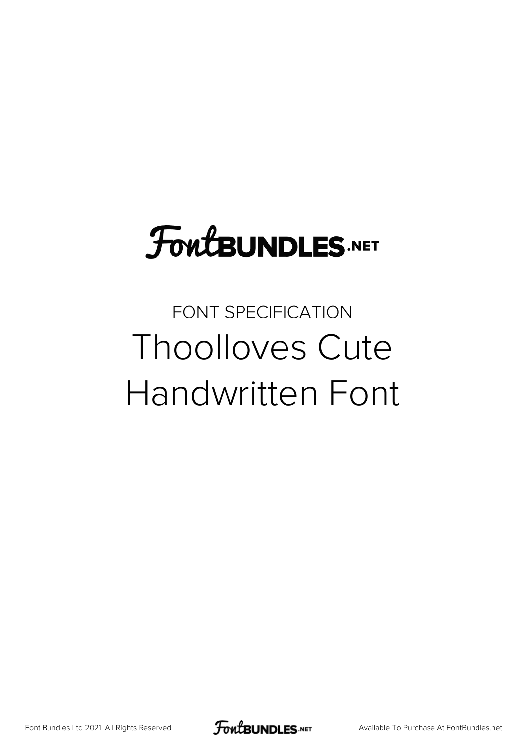FontBUNDLES.NET

FONT SPECIFICATION

# Thoolloves Cute Handwritten Font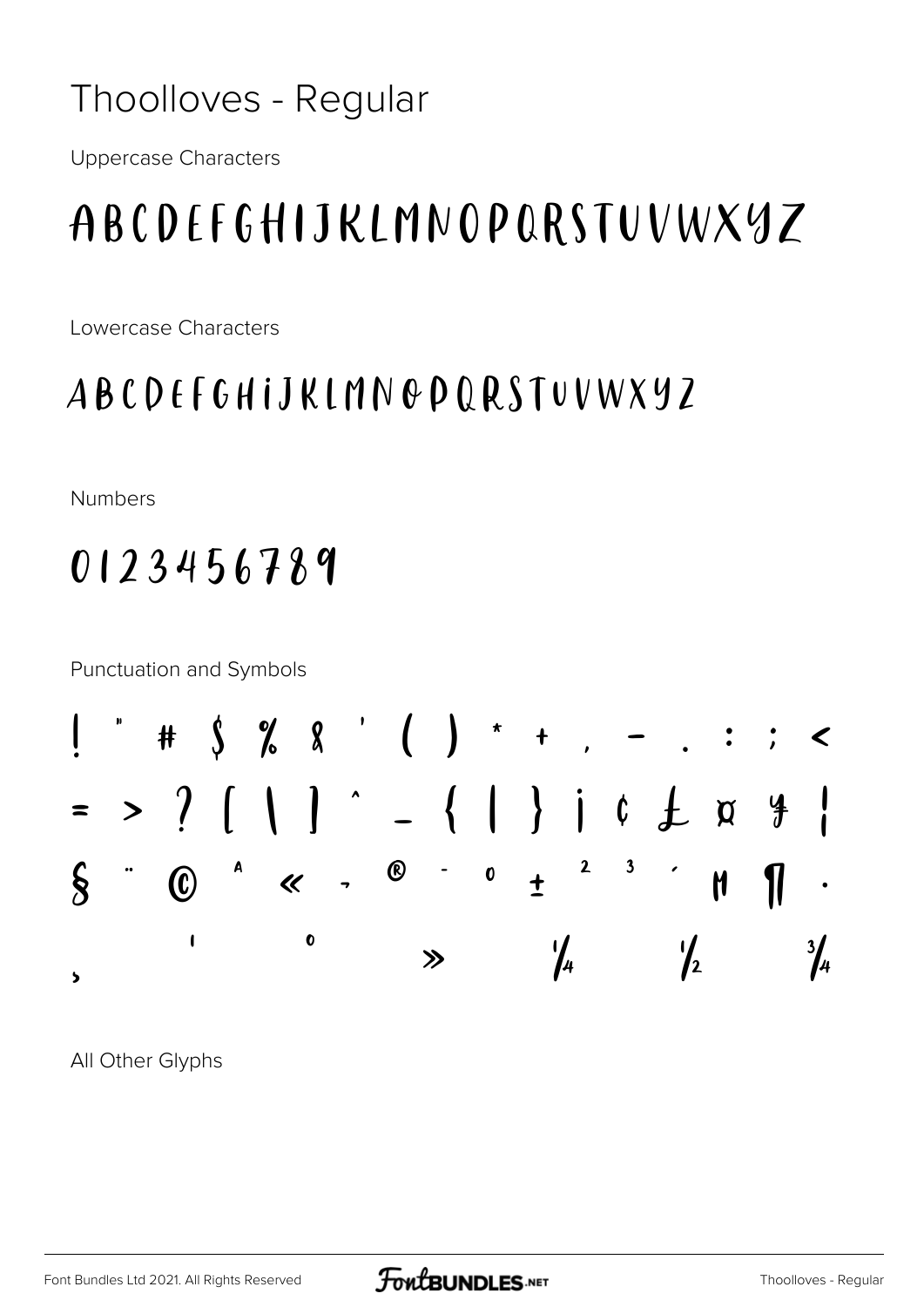# Thoolloves - Regular

Uppercase Characters

ABCDEFGHIJKLMNOPQRSTUVWXYZ

Lowercase Characters

abcdefghijklmnopqrstuvwxyz

Numbers

0123456789

Punctuation and Symbols

! " # $ % & ' ( ) * + , - . : ; <

= > ? [ \ ] ^ _ { | } ¡ ¢ £ ¤ ¥ ¦

§ ¨ © ª « ¬ ® ¯ ° ± ² ³ ´ µ ¶ ·

¸ ¹ º » ¼ ½ ¾

All Other Glyphs

Font Bundles Ltd 2021. All Rights Reserved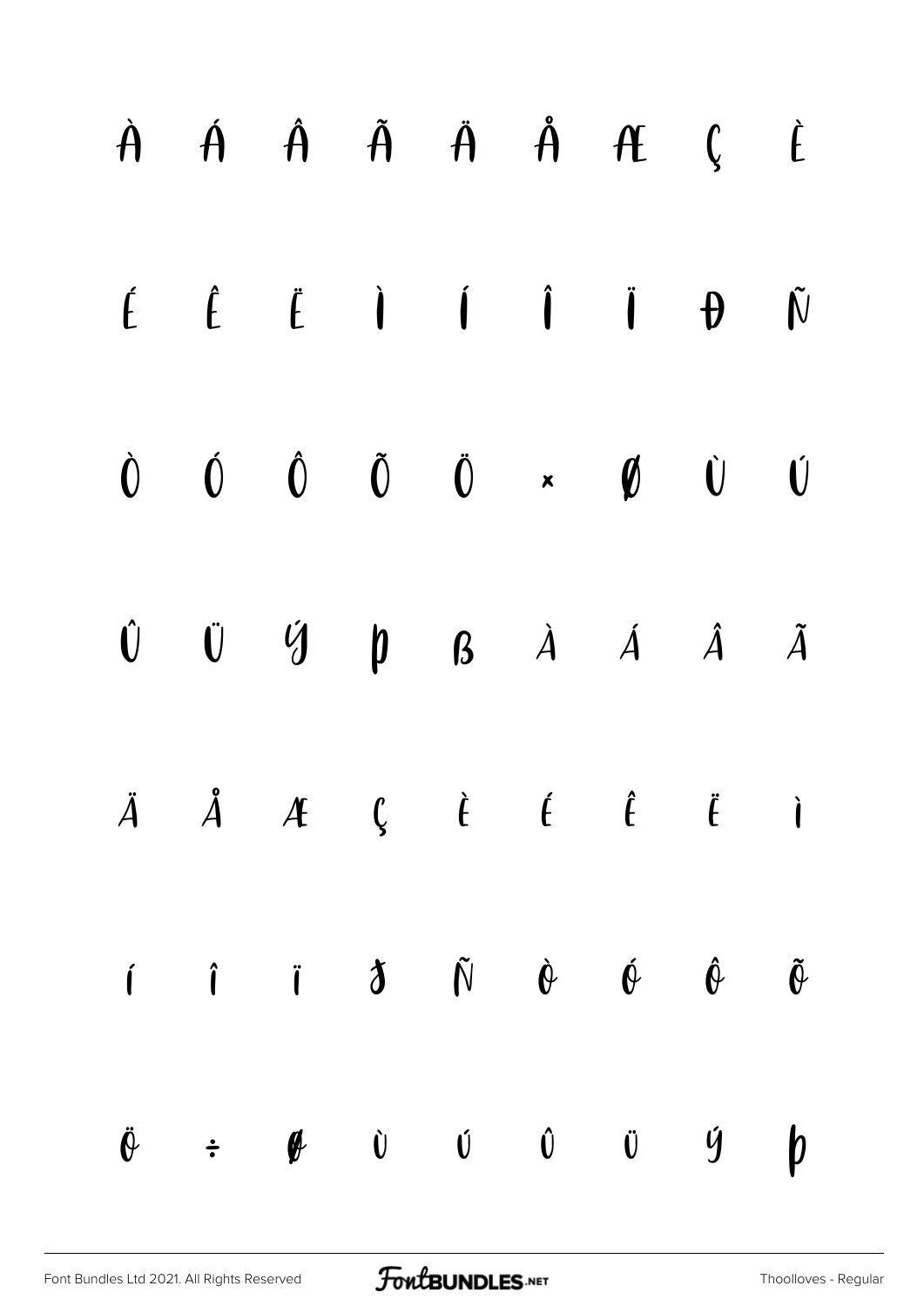À Á Â Ã Ä Å Æ Ç È

É Ê Ë Ì Í Î Ï Ð Ñ

Ò Ó Ô Õ Ö × Ø Ù Ú

Û Ü Ý Þ ß à á â ã

ä å æ ç è é ê ë ì

í î ï ð ñ ò ó ô õ

ö ÷ ø ù ú û ü ý þ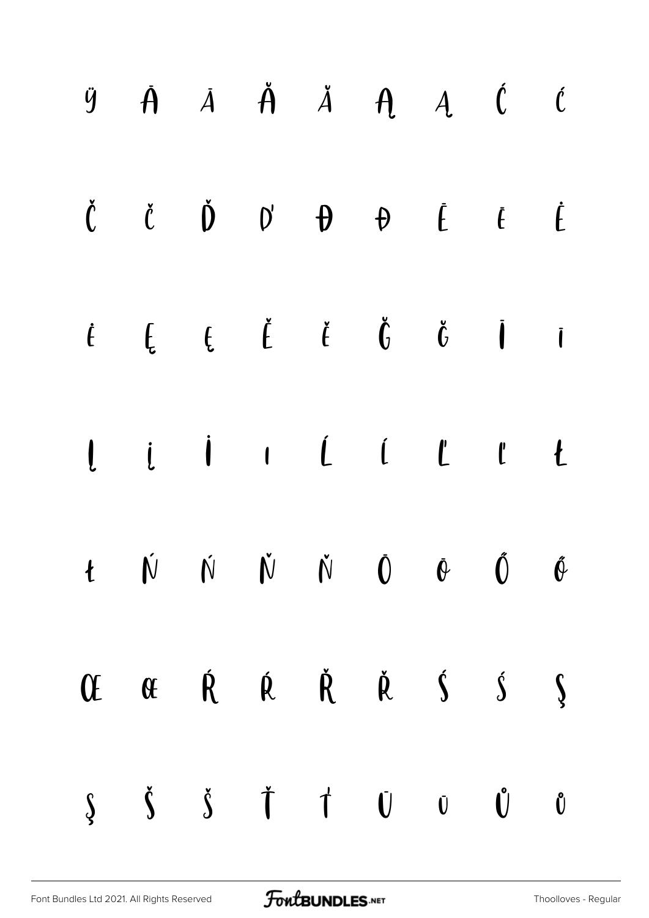ÿ Ā ā Ă ă Ą ą Ć ć

Č č Ď ď Đ đ Ē ē Ė

ė Ę ę Ě ě Ğ ğ Ī ī

Į į İ ı Ĺ ĺ Ľ ľ Ł

ł Ń ń Ň ň Ō ō Ő ő

Œ œ Ŕ ŕ Ř ř Ś ś Ş

ş Š š Ť ť Ū ū Ů ů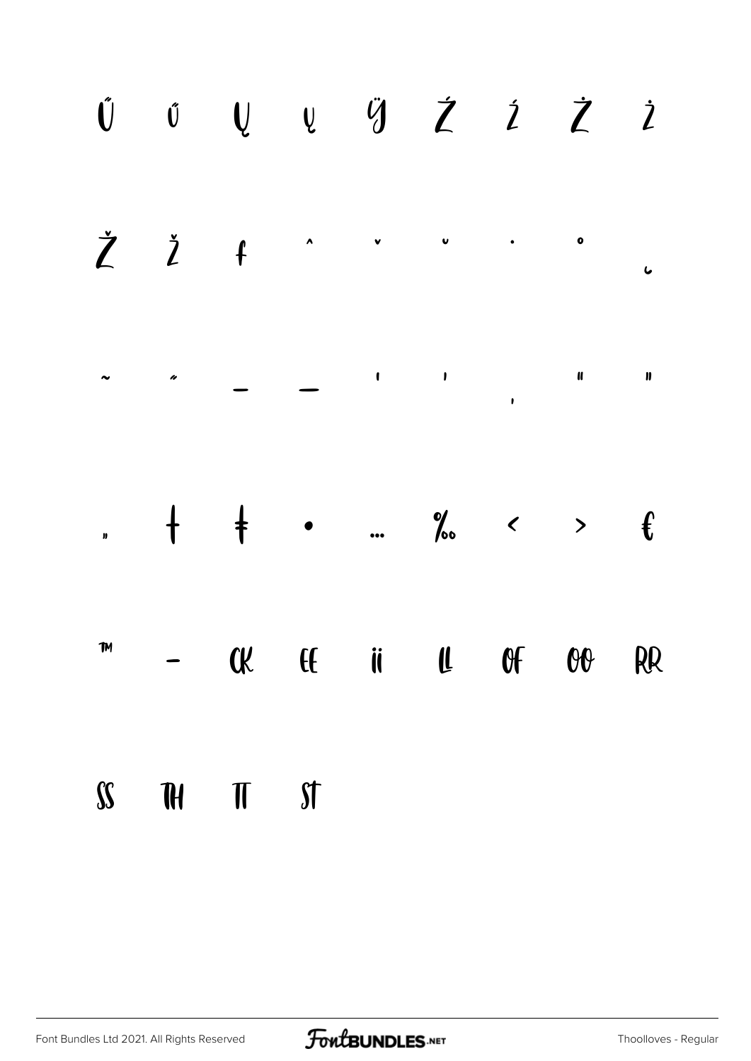Ű ű Ų ų Ÿ Ź ź Ż ż

Ž ž ƒ ˆ ˇ ˘ ˙ ˚ ˛

˜ ˝ – — ' ' ‚ " "

„ † ‡ • … ‰ ‹ › €

™ - CK FF ii LL OF OO RR

SS TH TT ST